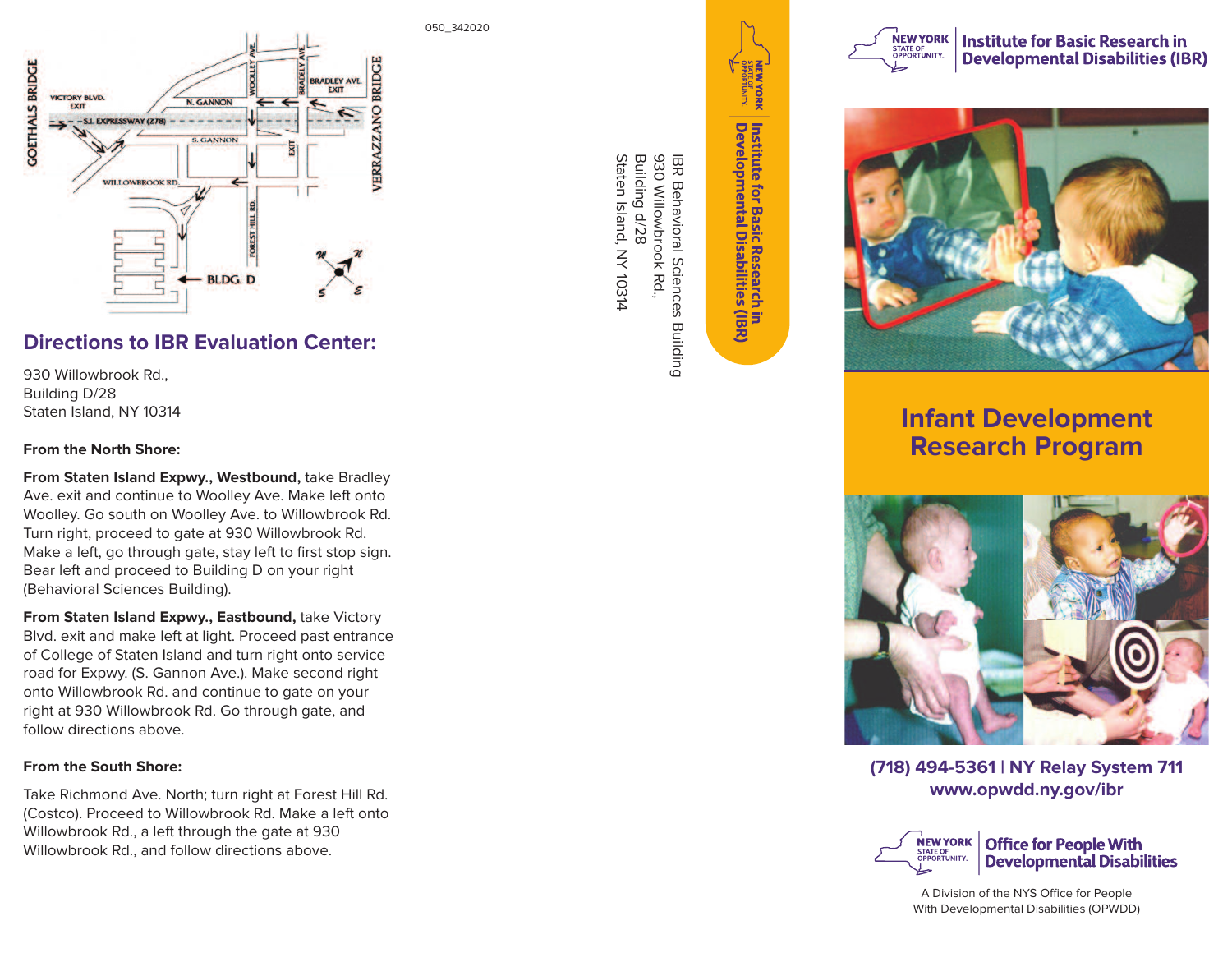050_342020

## Directions to IBR Evaluation Center:

930 Willowbrook Rd.,
Building D/28
Staten Island, NY 10314

**From the North Shore:**

**From Staten Island Expwy., Westbound,** take Bradley Ave. exit and continue to Woolley Ave. Make left onto Woolley. Go south on Woolley Ave. to Willowbrook Rd. Turn right, proceed to gate at 930 Willowbrook Rd. Make a left, go through gate, stay left to first stop sign. Bear left and proceed to Building D on your right (Behavioral Sciences Building).

**From Staten Island Expwy., Eastbound,** take Victory Blvd. exit and make left at light. Proceed past entrance of College of Staten Island and turn right onto service road for Expwy. (S. Gannon Ave.). Make second right onto Willowbrook Rd. and continue to gate on your right at 930 Willowbrook Rd. Go through gate, and follow directions above.

**From the South Shore:**

Take Richmond Ave. North; turn right at Forest Hill Rd. (Costco). Proceed to Willowbrook Rd. Make a left onto Willowbrook Rd., a left through the gate at 930 Willowbrook Rd., and follow directions above.

**Institute for Basic Research in Developmental Disabilities (IBR)**

IBR Behavioral Sciences Building
930 Willowbrook Rd.,
Building d/28
Staten Island, NY 10314

NEW YORK STATE OF OPPORTUNITY. | Institute for Basic Research in Developmental Disabilities (IBR)

# Infant Development Research Program

**(718) 494-5361 | NY Relay System 711**
**www.opwdd.ny.gov/ibr**

NEW YORK STATE OF OPPORTUNITY. | Office for People With Developmental Disabilities

A Division of the NYS Office for People With Developmental Disabilities (OPWDD)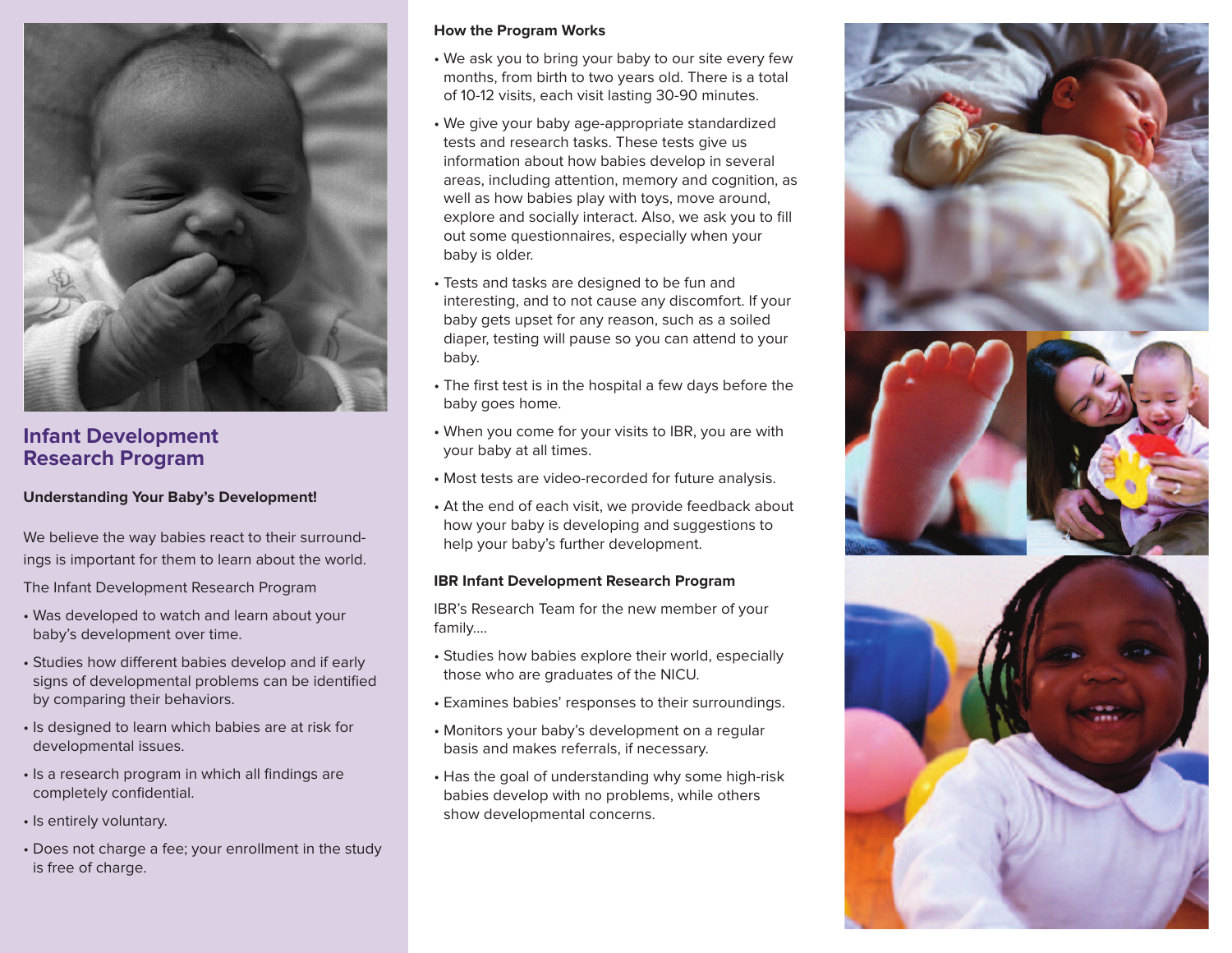## Infant Development Research Program

**Understanding Your Baby's Development!**

We believe the way babies react to their surroundings is important for them to learn about the world.

The Infant Development Research Program

- Was developed to watch and learn about your baby's development over time.
- Studies how different babies develop and if early signs of developmental problems can be identified by comparing their behaviors.
- Is designed to learn which babies are at risk for developmental issues.
- Is a research program in which all findings are completely confidential.
- Is entirely voluntary.
- Does not charge a fee; your enrollment in the study is free of charge.

**How the Program Works**

- We ask you to bring your baby to our site every few months, from birth to two years old. There is a total of 10-12 visits, each visit lasting 30-90 minutes.
- We give your baby age-appropriate standardized tests and research tasks. These tests give us information about how babies develop in several areas, including attention, memory and cognition, as well as how babies play with toys, move around, explore and socially interact. Also, we ask you to fill out some questionnaires, especially when your baby is older.
- Tests and tasks are designed to be fun and interesting, and to not cause any discomfort. If your baby gets upset for any reason, such as a soiled diaper, testing will pause so you can attend to your baby.
- The first test is in the hospital a few days before the baby goes home.
- When you come for your visits to IBR, you are with your baby at all times.
- Most tests are video-recorded for future analysis.
- At the end of each visit, we provide feedback about how your baby is developing and suggestions to help your baby's further development.

**IBR Infant Development Research Program**

IBR's Research Team for the new member of your family....

- Studies how babies explore their world, especially those who are graduates of the NICU.
- Examines babies' responses to their surroundings.
- Monitors your baby's development on a regular basis and makes referrals, if necessary.
- Has the goal of understanding why some high-risk babies develop with no problems, while others show developmental concerns.